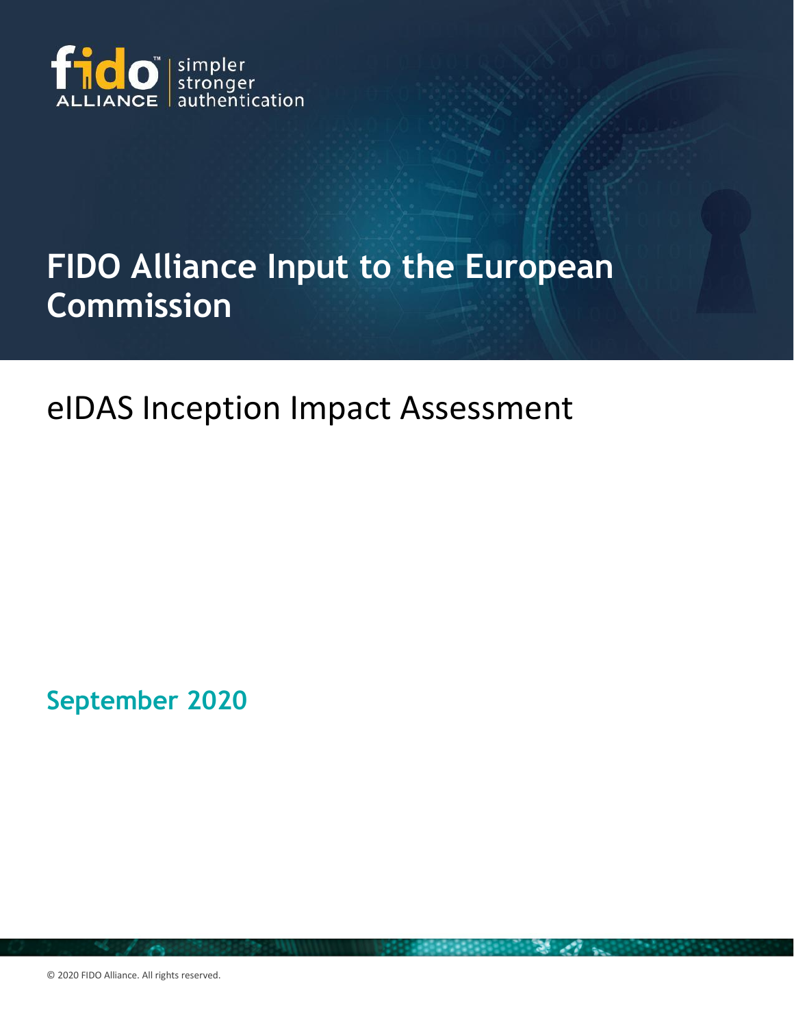fido ALLIANCE | simpler stronger authentication

# FIDO Alliance Input to the European Commission

## eIDAS Inception Impact Assessment

**September 2020**

© 2020 FIDO Alliance. All rights reserved.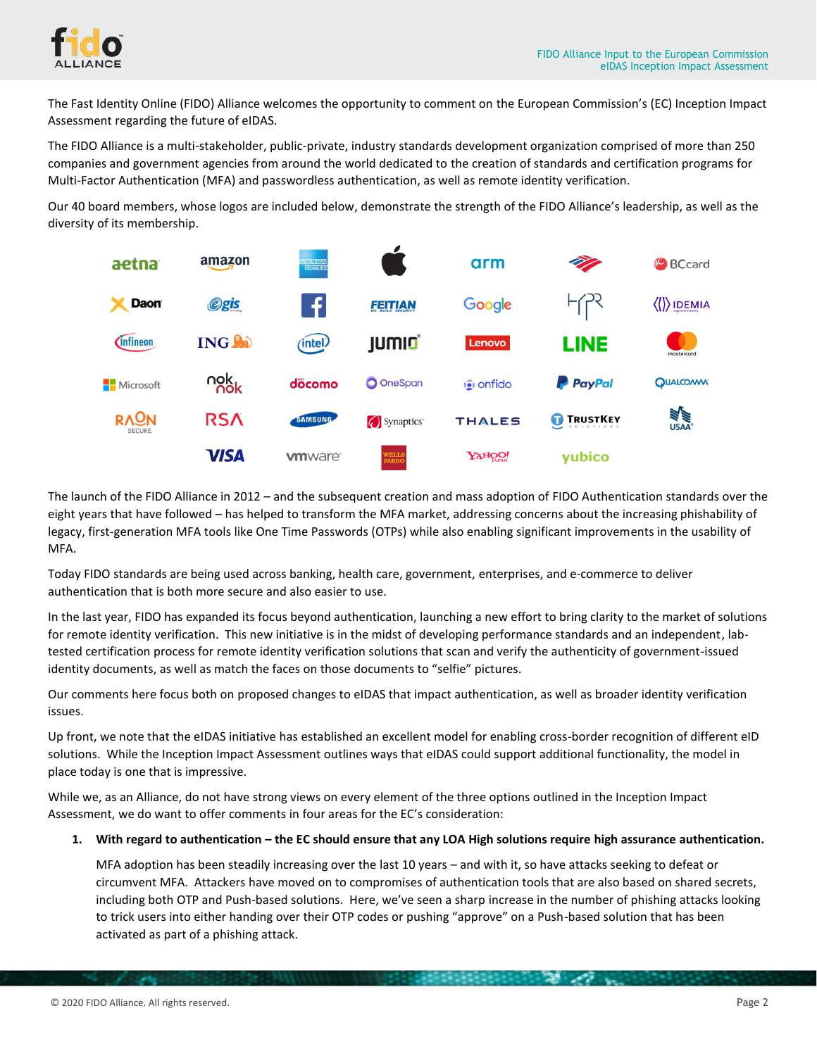The Fast Identity Online (FIDO) Alliance welcomes the opportunity to comment on the European Commission's (EC) Inception Impact Assessment regarding the future of eIDAS.

The FIDO Alliance is a multi-stakeholder, public-private, industry standards development organization comprised of more than 250 companies and government agencies from around the world dedicated to the creation of standards and certification programs for Multi-Factor Authentication (MFA) and passwordless authentication, as well as remote identity verification.

Our 40 board members, whose logos are included below, demonstrate the strength of the FIDO Alliance's leadership, as well as the diversity of its membership.

The launch of the FIDO Alliance in 2012 – and the subsequent creation and mass adoption of FIDO Authentication standards over the eight years that have followed – has helped to transform the MFA market, addressing concerns about the increasing phishability of legacy, first-generation MFA tools like One Time Passwords (OTPs) while also enabling significant improvements in the usability of MFA.

Today FIDO standards are being used across banking, health care, government, enterprises, and e-commerce to deliver authentication that is both more secure and also easier to use.

In the last year, FIDO has expanded its focus beyond authentication, launching a new effort to bring clarity to the market of solutions for remote identity verification. This new initiative is in the midst of developing performance standards and an independent, lab-tested certification process for remote identity verification solutions that scan and verify the authenticity of government-issued identity documents, as well as match the faces on those documents to "selfie" pictures.

Our comments here focus both on proposed changes to eIDAS that impact authentication, as well as broader identity verification issues.

Up front, we note that the eIDAS initiative has established an excellent model for enabling cross-border recognition of different eID solutions. While the Inception Impact Assessment outlines ways that eIDAS could support additional functionality, the model in place today is one that is impressive.

While we, as an Alliance, do not have strong views on every element of the three options outlined in the Inception Impact Assessment, we do want to offer comments in four areas for the EC's consideration:

1. **With regard to authentication – the EC should ensure that any LOA High solutions require high assurance authentication.**

   MFA adoption has been steadily increasing over the last 10 years – and with it, so have attacks seeking to defeat or circumvent MFA. Attackers have moved on to compromises of authentication tools that are also based on shared secrets, including both OTP and Push-based solutions. Here, we've seen a sharp increase in the number of phishing attacks looking to trick users into either handing over their OTP codes or pushing "approve" on a Push-based solution that has been activated as part of a phishing attack.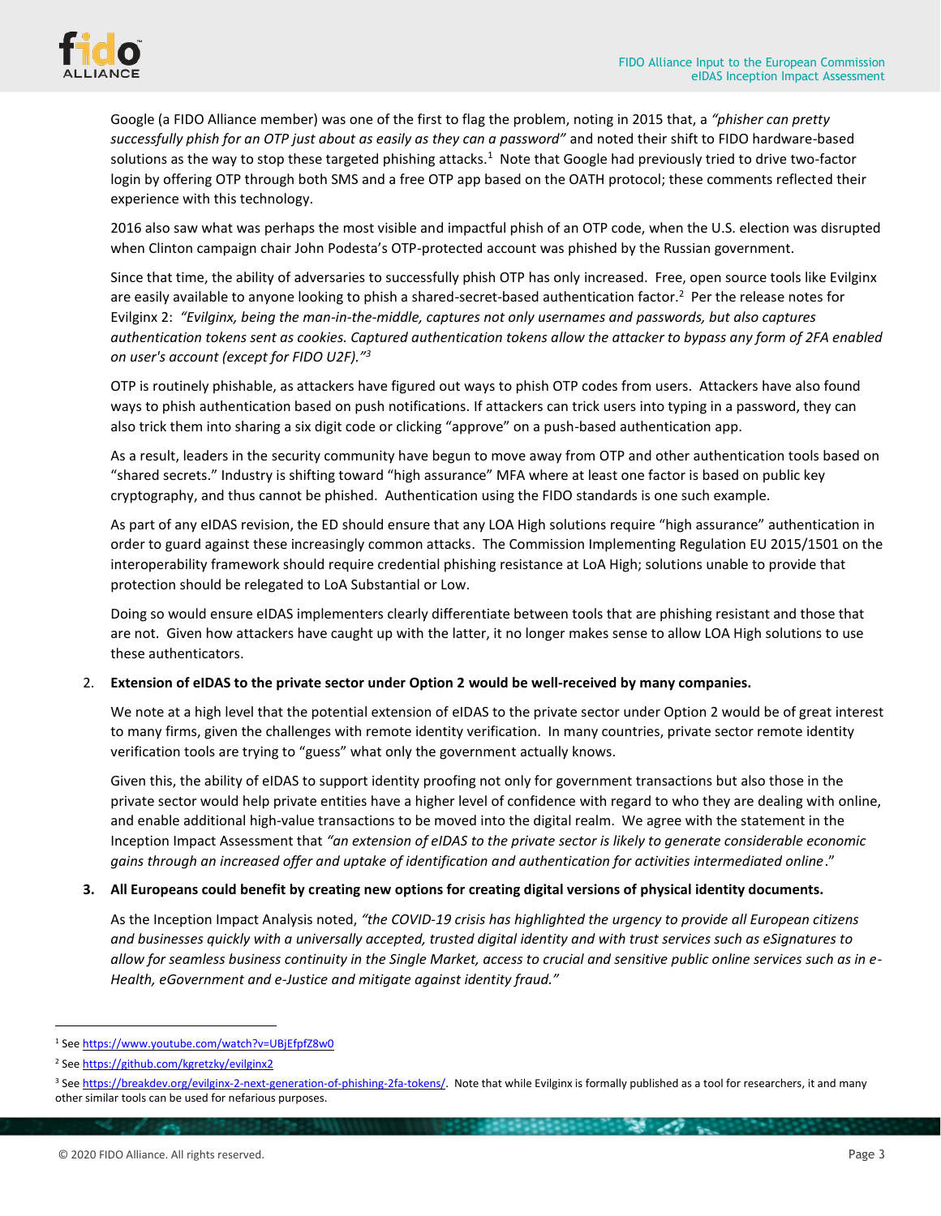Google (a FIDO Alliance member) was one of the first to flag the problem, noting in 2015 that, a *"phisher can pretty successfully phish for an OTP just about as easily as they can a password"* and noted their shift to FIDO hardware-based solutions as the way to stop these targeted phishing attacks.[1] Note that Google had previously tried to drive two-factor login by offering OTP through both SMS and a free OTP app based on the OATH protocol; these comments reflected their experience with this technology.

2016 also saw what was perhaps the most visible and impactful phish of an OTP code, when the U.S. election was disrupted when Clinton campaign chair John Podesta's OTP-protected account was phished by the Russian government.

Since that time, the ability of adversaries to successfully phish OTP has only increased. Free, open source tools like Evilginx are easily available to anyone looking to phish a shared-secret-based authentication factor.[2] Per the release notes for Evilginx 2: *"Evilginx, being the man-in-the-middle, captures not only usernames and passwords, but also captures authentication tokens sent as cookies. Captured authentication tokens allow the attacker to bypass any form of 2FA enabled on user's account (except for FIDO U2F)."*[3]

OTP is routinely phishable, as attackers have figured out ways to phish OTP codes from users. Attackers have also found ways to phish authentication based on push notifications. If attackers can trick users into typing in a password, they can also trick them into sharing a six digit code or clicking "approve" on a push-based authentication app.

As a result, leaders in the security community have begun to move away from OTP and other authentication tools based on "shared secrets." Industry is shifting toward "high assurance" MFA where at least one factor is based on public key cryptography, and thus cannot be phished. Authentication using the FIDO standards is one such example.

As part of any eIDAS revision, the ED should ensure that any LOA High solutions require "high assurance" authentication in order to guard against these increasingly common attacks. The Commission Implementing Regulation EU 2015/1501 on the interoperability framework should require credential phishing resistance at LoA High; solutions unable to provide that protection should be relegated to LoA Substantial or Low.

Doing so would ensure eIDAS implementers clearly differentiate between tools that are phishing resistant and those that are not. Given how attackers have caught up with the latter, it no longer makes sense to allow LOA High solutions to use these authenticators.

2. **Extension of eIDAS to the private sector under Option 2 would be well-received by many companies.**

   We note at a high level that the potential extension of eIDAS to the private sector under Option 2 would be of great interest to many firms, given the challenges with remote identity verification. In many countries, private sector remote identity verification tools are trying to "guess" what only the government actually knows.

   Given this, the ability of eIDAS to support identity proofing not only for government transactions but also those in the private sector would help private entities have a higher level of confidence with regard to who they are dealing with online, and enable additional high-value transactions to be moved into the digital realm. We agree with the statement in the Inception Impact Assessment that *"an extension of eIDAS to the private sector is likely to generate considerable economic gains through an increased offer and uptake of identification and authentication for activities intermediated online*."

3. **All Europeans could benefit by creating new options for creating digital versions of physical identity documents.**

   As the Inception Impact Analysis noted, *"the COVID-19 crisis has highlighted the urgency to provide all European citizens and businesses quickly with a universally accepted, trusted digital identity and with trust services such as eSignatures to allow for seamless business continuity in the Single Market, access to crucial and sensitive public online services such as in e-Health, eGovernment and e-Justice and mitigate against identity fraud."*

---

[1] See https://www.youtube.com/watch?v=UBjEfpfZ8w0

[2] See https://github.com/kgretzky/evilginx2

[3] See https://breakdev.org/evilginx-2-next-generation-of-phishing-2fa-tokens/. Note that while Evilginx is formally published as a tool for researchers, it and many other similar tools can be used for nefarious purposes.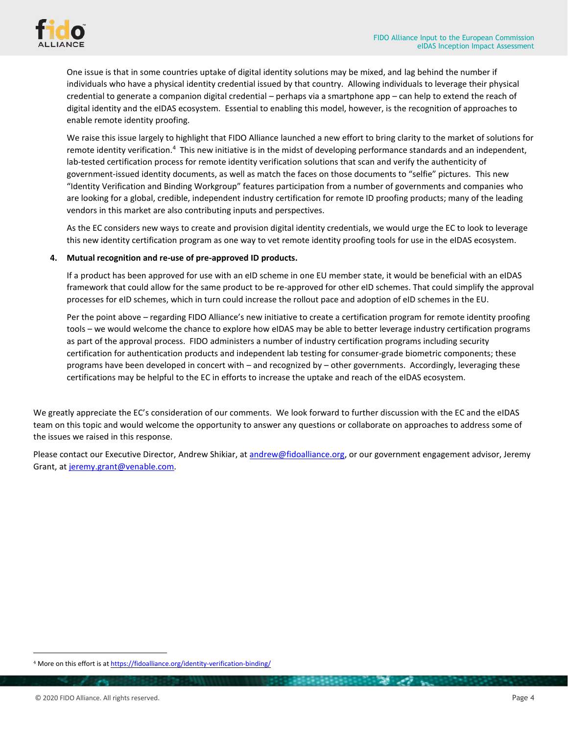One issue is that in some countries uptake of digital identity solutions may be mixed, and lag behind the number if individuals who have a physical identity credential issued by that country. Allowing individuals to leverage their physical credential to generate a companion digital credential – perhaps via a smartphone app – can help to extend the reach of digital identity and the eIDAS ecosystem. Essential to enabling this model, however, is the recognition of approaches to enable remote identity proofing.

We raise this issue largely to highlight that FIDO Alliance launched a new effort to bring clarity to the market of solutions for remote identity verification.[4] This new initiative is in the midst of developing performance standards and an independent, lab-tested certification process for remote identity verification solutions that scan and verify the authenticity of government-issued identity documents, as well as match the faces on those documents to "selfie" pictures. This new "Identity Verification and Binding Workgroup" features participation from a number of governments and companies who are looking for a global, credible, independent industry certification for remote ID proofing products; many of the leading vendors in this market are also contributing inputs and perspectives.

As the EC considers new ways to create and provision digital identity credentials, we would urge the EC to look to leverage this new identity certification program as one way to vet remote identity proofing tools for use in the eIDAS ecosystem.

4. **Mutual recognition and re-use of pre-approved ID products.**

   If a product has been approved for use with an eID scheme in one EU member state, it would be beneficial with an eIDAS framework that could allow for the same product to be re-approved for other eID schemes. That could simplify the approval processes for eID schemes, which in turn could increase the rollout pace and adoption of eID schemes in the EU.

   Per the point above – regarding FIDO Alliance's new initiative to create a certification program for remote identity proofing tools – we would welcome the chance to explore how eIDAS may be able to better leverage industry certification programs as part of the approval process. FIDO administers a number of industry certification programs including security certification for authentication products and independent lab testing for consumer-grade biometric components; these programs have been developed in concert with – and recognized by – other governments. Accordingly, leveraging these certifications may be helpful to the EC in efforts to increase the uptake and reach of the eIDAS ecosystem.

We greatly appreciate the EC's consideration of our comments. We look forward to further discussion with the EC and the eIDAS team on this topic and would welcome the opportunity to answer any questions or collaborate on approaches to address some of the issues we raised in this response.

Please contact our Executive Director, Andrew Shikiar, at andrew@fidoalliance.org, or our government engagement advisor, Jeremy Grant, at jeremy.grant@venable.com.

[4] More on this effort is at https://fidoalliance.org/identity-verification-binding/